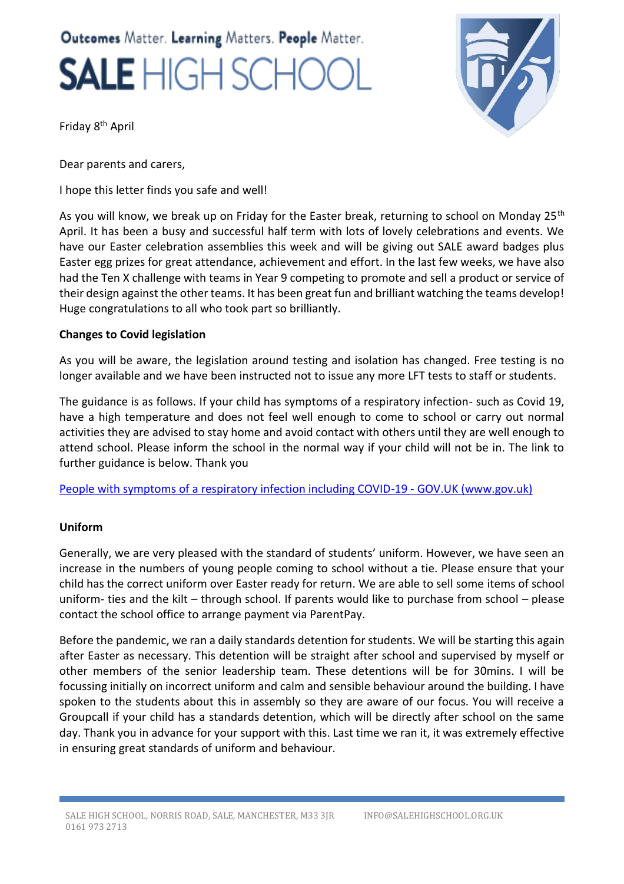Outcomes Matter. Learning Matters. People Matter.

# SALE HIGH SCHOOL

Friday 8th April

Dear parents and carers,

I hope this letter finds you safe and well!

As you will know, we break up on Friday for the Easter break, returning to school on Monday 25th April. It has been a busy and successful half term with lots of lovely celebrations and events. We have our Easter celebration assemblies this week and will be giving out SALE award badges plus Easter egg prizes for great attendance, achievement and effort. In the last few weeks, we have also had the Ten X challenge with teams in Year 9 competing to promote and sell a product or service of their design against the other teams. It has been great fun and brilliant watching the teams develop! Huge congratulations to all who took part so brilliantly.

**Changes to Covid legislation**

As you will be aware, the legislation around testing and isolation has changed. Free testing is no longer available and we have been instructed not to issue any more LFT tests to staff or students.

The guidance is as follows. If your child has symptoms of a respiratory infection- such as Covid 19, have a high temperature and does not feel well enough to come to school or carry out normal activities they are advised to stay home and avoid contact with others until they are well enough to attend school. Please inform the school in the normal way if your child will not be in. The link to further guidance is below. Thank you

[People with symptoms of a respiratory infection including COVID-19 - GOV.UK (www.gov.uk)]

**Uniform**

Generally, we are very pleased with the standard of students' uniform. However, we have seen an increase in the numbers of young people coming to school without a tie. Please ensure that your child has the correct uniform over Easter ready for return. We are able to sell some items of school uniform- ties and the kilt – through school. If parents would like to purchase from school – please contact the school office to arrange payment via ParentPay.

Before the pandemic, we ran a daily standards detention for students. We will be starting this again after Easter as necessary. This detention will be straight after school and supervised by myself or other members of the senior leadership team. These detentions will be for 30mins. I will be focussing initially on incorrect uniform and calm and sensible behaviour around the building. I have spoken to the students about this in assembly so they are aware of our focus. You will receive a Groupcall if your child has a standards detention, which will be directly after school on the same day. Thank you in advance for your support with this. Last time we ran it, it was extremely effective in ensuring great standards of uniform and behaviour.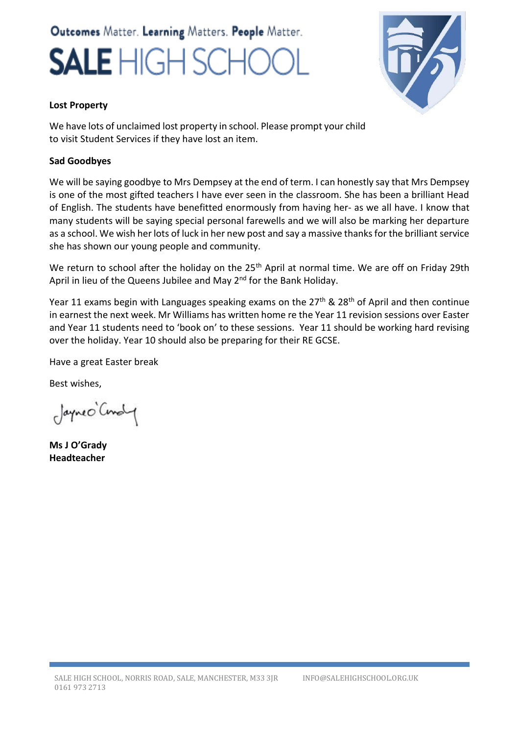Outcomes Matter. Learning Matters. People Matter.

# SALE HIGH SCHOOL

**Lost Property**

We have lots of unclaimed lost property in school. Please prompt your child to visit Student Services if they have lost an item.

**Sad Goodbyes**

We will be saying goodbye to Mrs Dempsey at the end of term. I can honestly say that Mrs Dempsey is one of the most gifted teachers I have ever seen in the classroom. She has been a brilliant Head of English. The students have benefitted enormously from having her- as we all have. I know that many students will be saying special personal farewells and we will also be marking her departure as a school. We wish her lots of luck in her new post and say a massive thanks for the brilliant service she has shown our young people and community.

We return to school after the holiday on the 25th April at normal time. We are off on Friday 29th April in lieu of the Queens Jubilee and May 2nd for the Bank Holiday.

Year 11 exams begin with Languages speaking exams on the 27th & 28th of April and then continue in earnest the next week. Mr Williams has written home re the Year 11 revision sessions over Easter and Year 11 students need to 'book on' to these sessions. Year 11 should be working hard revising over the holiday. Year 10 should also be preparing for their RE GCSE.

Have a great Easter break

Best wishes,

Jayne O'Grady

**Ms J O'Grady**
**Headteacher**

SALE HIGH SCHOOL, NORRIS ROAD, SALE, MANCHESTER, M33 3JR INFO@SALEHIGHSCHOOL.ORG.UK
0161 973 2713